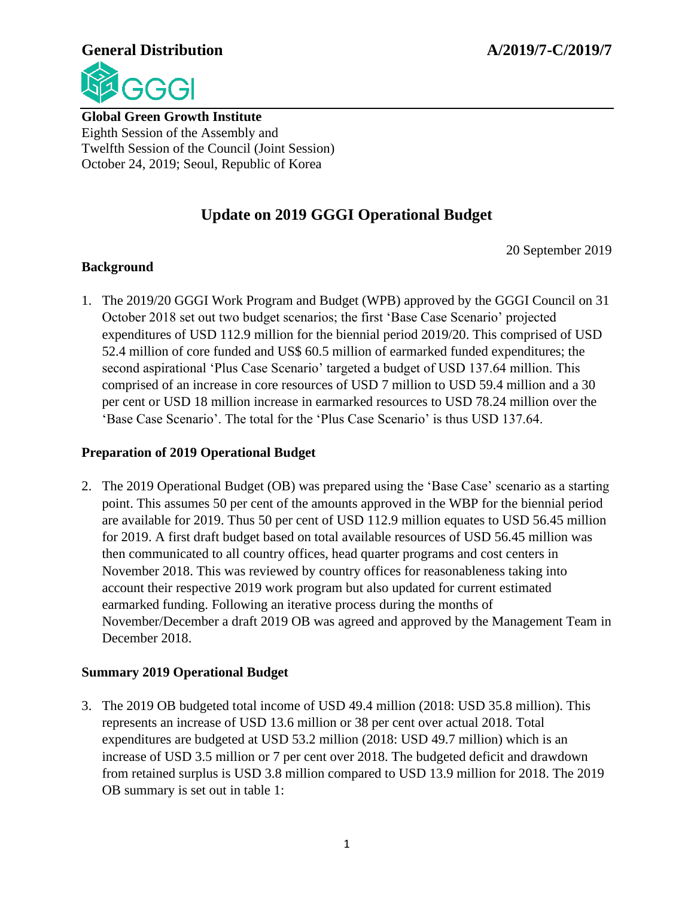**General Distribution** **A/2019/7-C/2019/7**

**Global Green Growth Institute**
Eighth Session of the Assembly and
Twelfth Session of the Council (Joint Session)
October 24, 2019; Seoul, Republic of Korea

# Update on 2019 GGGI Operational Budget

20 September 2019

## Background

1. The 2019/20 GGGI Work Program and Budget (WPB) approved by the GGGI Council on 31 October 2018 set out two budget scenarios; the first 'Base Case Scenario' projected expenditures of USD 112.9 million for the biennial period 2019/20. This comprised of USD 52.4 million of core funded and US$ 60.5 million of earmarked funded expenditures; the second aspirational 'Plus Case Scenario' targeted a budget of USD 137.64 million. This comprised of an increase in core resources of USD 7 million to USD 59.4 million and a 30 per cent or USD 18 million increase in earmarked resources to USD 78.24 million over the 'Base Case Scenario'. The total for the 'Plus Case Scenario' is thus USD 137.64.

## Preparation of 2019 Operational Budget

2. The 2019 Operational Budget (OB) was prepared using the 'Base Case' scenario as a starting point. This assumes 50 per cent of the amounts approved in the WBP for the biennial period are available for 2019. Thus 50 per cent of USD 112.9 million equates to USD 56.45 million for 2019. A first draft budget based on total available resources of USD 56.45 million was then communicated to all country offices, head quarter programs and cost centers in November 2018. This was reviewed by country offices for reasonableness taking into account their respective 2019 work program but also updated for current estimated earmarked funding. Following an iterative process during the months of November/December a draft 2019 OB was agreed and approved by the Management Team in December 2018.

## Summary 2019 Operational Budget

3. The 2019 OB budgeted total income of USD 49.4 million (2018: USD 35.8 million). This represents an increase of USD 13.6 million or 38 per cent over actual 2018. Total expenditures are budgeted at USD 53.2 million (2018: USD 49.7 million) which is an increase of USD 3.5 million or 7 per cent over 2018. The budgeted deficit and drawdown from retained surplus is USD 3.8 million compared to USD 13.9 million for 2018. The 2019 OB summary is set out in table 1: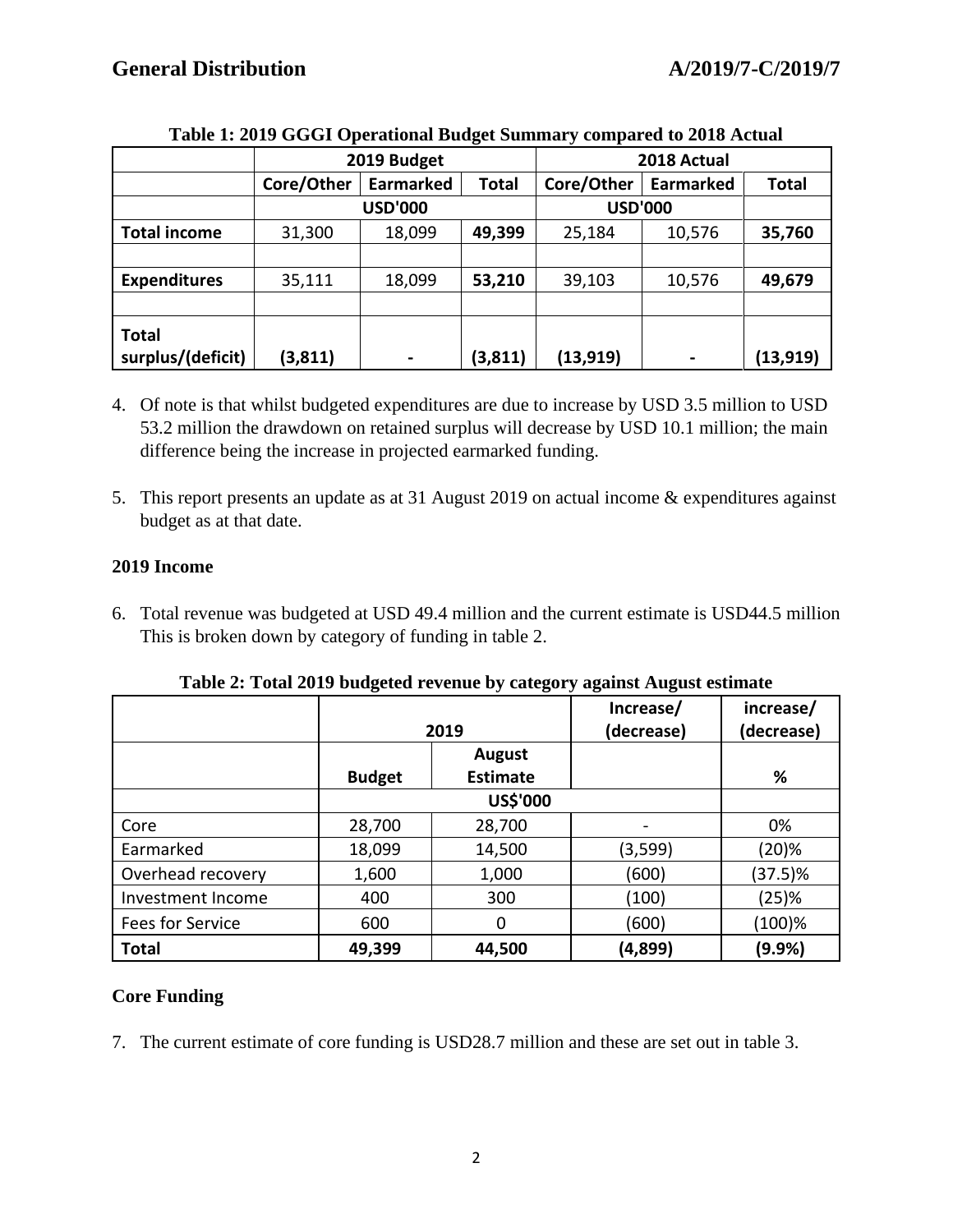**Table 1: 2019 GGGI Operational Budget Summary compared to 2018 Actual**

| | 2019 Budget | | | 2018 Actual | | |
|---|---|---|---|---|---|---|
| | Core/Other | Earmarked | Total | Core/Other | Earmarked | Total |
| | USD'000 | | | USD'000 | | |
| **Total income** | 31,300 | 18,099 | **49,399** | 25,184 | 10,576 | **35,760** |
| | | | | | | |
| **Expenditures** | 35,111 | 18,099 | **53,210** | 39,103 | 10,576 | **49,679** |
| | | | | | | |
| **Total surplus/(deficit)** | **(3,811)** | **-** | **(3,811)** | **(13,919)** | **-** | **(13,919)** |

4. Of note is that whilst budgeted expenditures are due to increase by USD 3.5 million to USD 53.2 million the drawdown on retained surplus will decrease by USD 10.1 million; the main difference being the increase in projected earmarked funding.

5. This report presents an update as at 31 August 2019 on actual income & expenditures against budget as at that date.

**2019 Income**

6. Total revenue was budgeted at USD 49.4 million and the current estimate is USD44.5 million This is broken down by category of funding in table 2.

**Table 2: Total 2019 budgeted revenue by category against August estimate**

| | 2019 | | Increase/ (decrease) | increase/ (decrease) |
|---|---|---|---|---|
| | Budget | August Estimate | | % |
| | US$'000 | | | |
| Core | 28,700 | 28,700 | - | 0% |
| Earmarked | 18,099 | 14,500 | (3,599) | (20)% |
| Overhead recovery | 1,600 | 1,000 | (600) | (37.5)% |
| Investment Income | 400 | 300 | (100) | (25)% |
| Fees for Service | 600 | 0 | (600) | (100)% |
| **Total** | **49,399** | **44,500** | **(4,899)** | **(9.9%)** |

**Core Funding**

7. The current estimate of core funding is USD28.7 million and these are set out in table 3.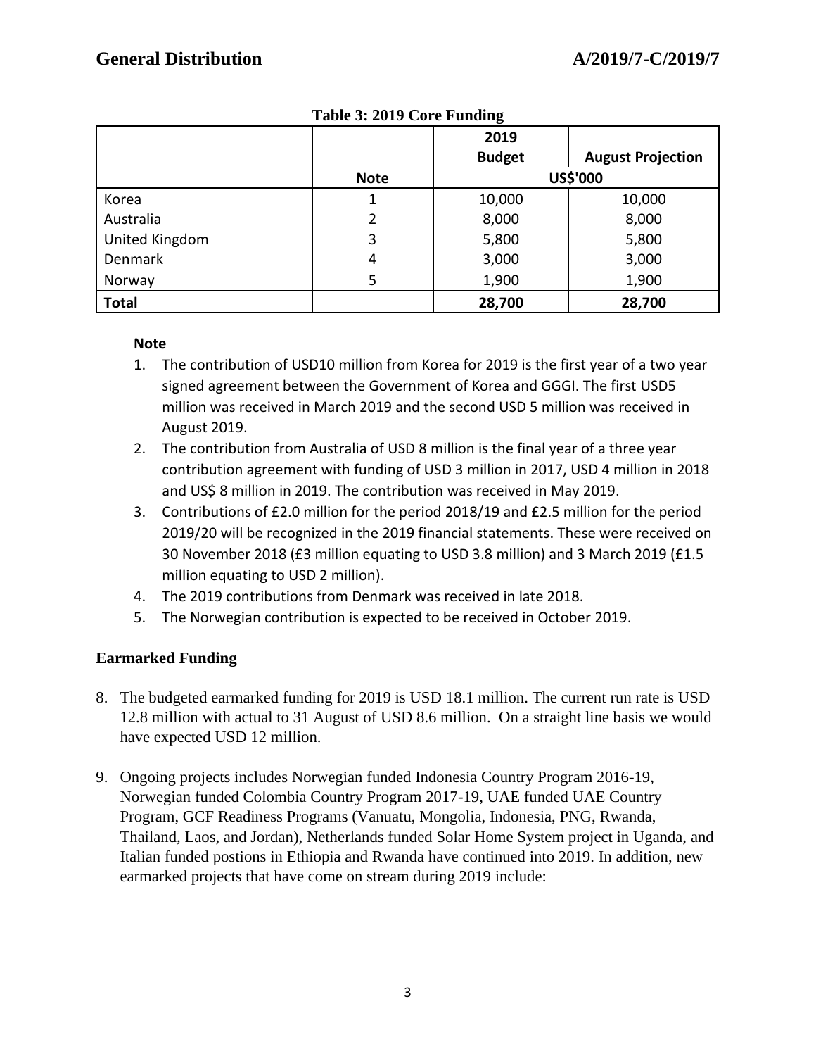**Table 3: 2019 Core Funding**

| | Note | 2019 Budget | August Projection |
|---|---|---|---|
| | | US$'000 | |
| Korea | 1 | 10,000 | 10,000 |
| Australia | 2 | 8,000 | 8,000 |
| United Kingdom | 3 | 5,800 | 5,800 |
| Denmark | 4 | 3,000 | 3,000 |
| Norway | 5 | 1,900 | 1,900 |
| **Total** | | **28,700** | **28,700** |

**Note**

1. The contribution of USD10 million from Korea for 2019 is the first year of a two year signed agreement between the Government of Korea and GGGI. The first USD5 million was received in March 2019 and the second USD 5 million was received in August 2019.
2. The contribution from Australia of USD 8 million is the final year of a three year contribution agreement with funding of USD 3 million in 2017, USD 4 million in 2018 and US$ 8 million in 2019. The contribution was received in May 2019.
3. Contributions of £2.0 million for the period 2018/19 and £2.5 million for the period 2019/20 will be recognized in the 2019 financial statements. These were received on 30 November 2018 (£3 million equating to USD 3.8 million) and 3 March 2019 (£1.5 million equating to USD 2 million).
4. The 2019 contributions from Denmark was received in late 2018.
5. The Norwegian contribution is expected to be received in October 2019.

## Earmarked Funding

8. The budgeted earmarked funding for 2019 is USD 18.1 million. The current run rate is USD 12.8 million with actual to 31 August of USD 8.6 million. On a straight line basis we would have expected USD 12 million.

9. Ongoing projects includes Norwegian funded Indonesia Country Program 2016-19, Norwegian funded Colombia Country Program 2017-19, UAE funded UAE Country Program, GCF Readiness Programs (Vanuatu, Mongolia, Indonesia, PNG, Rwanda, Thailand, Laos, and Jordan), Netherlands funded Solar Home System project in Uganda, and Italian funded postions in Ethiopia and Rwanda have continued into 2019. In addition, new earmarked projects that have come on stream during 2019 include: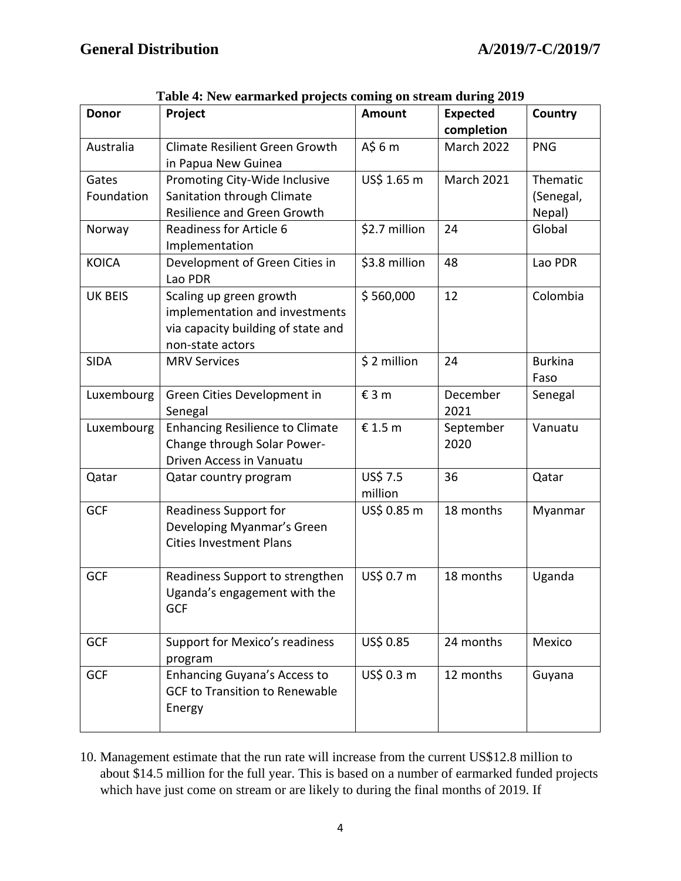**Table 4: New earmarked projects coming on stream during 2019**

| Donor | Project | Amount | Expected completion | Country |
|---|---|---|---|---|
| Australia | Climate Resilient Green Growth in Papua New Guinea | A$ 6 m | March 2022 | PNG |
| Gates Foundation | Promoting City-Wide Inclusive Sanitation through Climate Resilience and Green Growth | US$ 1.65 m | March 2021 | Thematic (Senegal, Nepal) |
| Norway | Readiness for Article 6 Implementation | $2.7 million | 24 | Global |
| KOICA | Development of Green Cities in Lao PDR | $3.8 million | 48 | Lao PDR |
| UK BEIS | Scaling up green growth implementation and investments via capacity building of state and non-state actors | $ 560,000 | 12 | Colombia |
| SIDA | MRV Services | $ 2 million | 24 | Burkina Faso |
| Luxembourg | Green Cities Development in Senegal | € 3 m | December 2021 | Senegal |
| Luxembourg | Enhancing Resilience to Climate Change through Solar Power-Driven Access in Vanuatu | € 1.5 m | September 2020 | Vanuatu |
| Qatar | Qatar country program | US$ 7.5 million | 36 | Qatar |
| GCF | Readiness Support for Developing Myanmar's Green Cities Investment Plans | US$ 0.85 m | 18 months | Myanmar |
| GCF | Readiness Support to strengthen Uganda's engagement with the GCF | US$ 0.7 m | 18 months | Uganda |
| GCF | Support for Mexico's readiness program | US$ 0.85 | 24 months | Mexico |
| GCF | Enhancing Guyana's Access to GCF to Transition to Renewable Energy | US$ 0.3 m | 12 months | Guyana |

10. Management estimate that the run rate will increase from the current US$12.8 million to about $14.5 million for the full year. This is based on a number of earmarked funded projects which have just come on stream or are likely to during the final months of 2019. If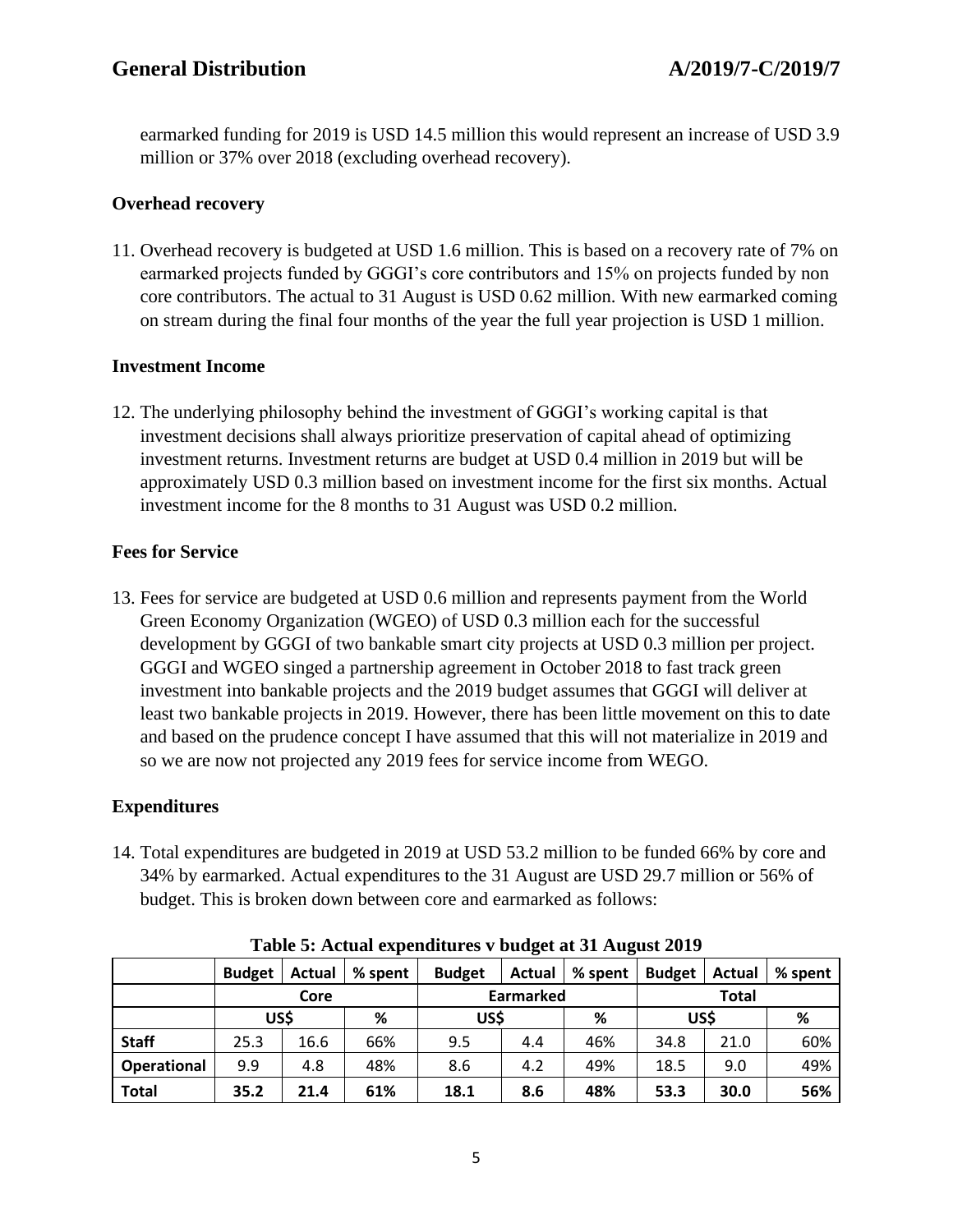earmarked funding for 2019 is USD 14.5 million this would represent an increase of USD 3.9 million or 37% over 2018 (excluding overhead recovery).

### Overhead recovery

11. Overhead recovery is budgeted at USD 1.6 million. This is based on a recovery rate of 7% on earmarked projects funded by GGGI's core contributors and 15% on projects funded by non core contributors. The actual to 31 August is USD 0.62 million. With new earmarked coming on stream during the final four months of the year the full year projection is USD 1 million.

### Investment Income

12. The underlying philosophy behind the investment of GGGI's working capital is that investment decisions shall always prioritize preservation of capital ahead of optimizing investment returns. Investment returns are budget at USD 0.4 million in 2019 but will be approximately USD 0.3 million based on investment income for the first six months. Actual investment income for the 8 months to 31 August was USD 0.2 million.

### Fees for Service

13. Fees for service are budgeted at USD 0.6 million and represents payment from the World Green Economy Organization (WGEO) of USD 0.3 million each for the successful development by GGGI of two bankable smart city projects at USD 0.3 million per project. GGGI and WGEO singed a partnership agreement in October 2018 to fast track green investment into bankable projects and the 2019 budget assumes that GGGI will deliver at least two bankable projects in 2019. However, there has been little movement on this to date and based on the prudence concept I have assumed that this will not materialize in 2019 and so we are now not projected any 2019 fees for service income from WEGO.

### Expenditures

14. Total expenditures are budgeted in 2019 at USD 53.2 million to be funded 66% by core and 34% by earmarked. Actual expenditures to the 31 August are USD 29.7 million or 56% of budget. This is broken down between core and earmarked as follows:

**Table 5: Actual expenditures v budget at 31 August 2019**

| | Budget | Actual | % spent | Budget | Actual | % spent | Budget | Actual | % spent |
|---|---|---|---|---|---|---|---|---|---|
| | Core | | | Earmarked | | | Total | | |
| | US$ | | % | US$ | | % | US$ | | % |
| **Staff** | 25.3 | 16.6 | 66% | 9.5 | 4.4 | 46% | 34.8 | 21.0 | 60% |
| **Operational** | 9.9 | 4.8 | 48% | 8.6 | 4.2 | 49% | 18.5 | 9.0 | 49% |
| **Total** | **35.2** | **21.4** | **61%** | **18.1** | **8.6** | **48%** | **53.3** | **30.0** | **56%** |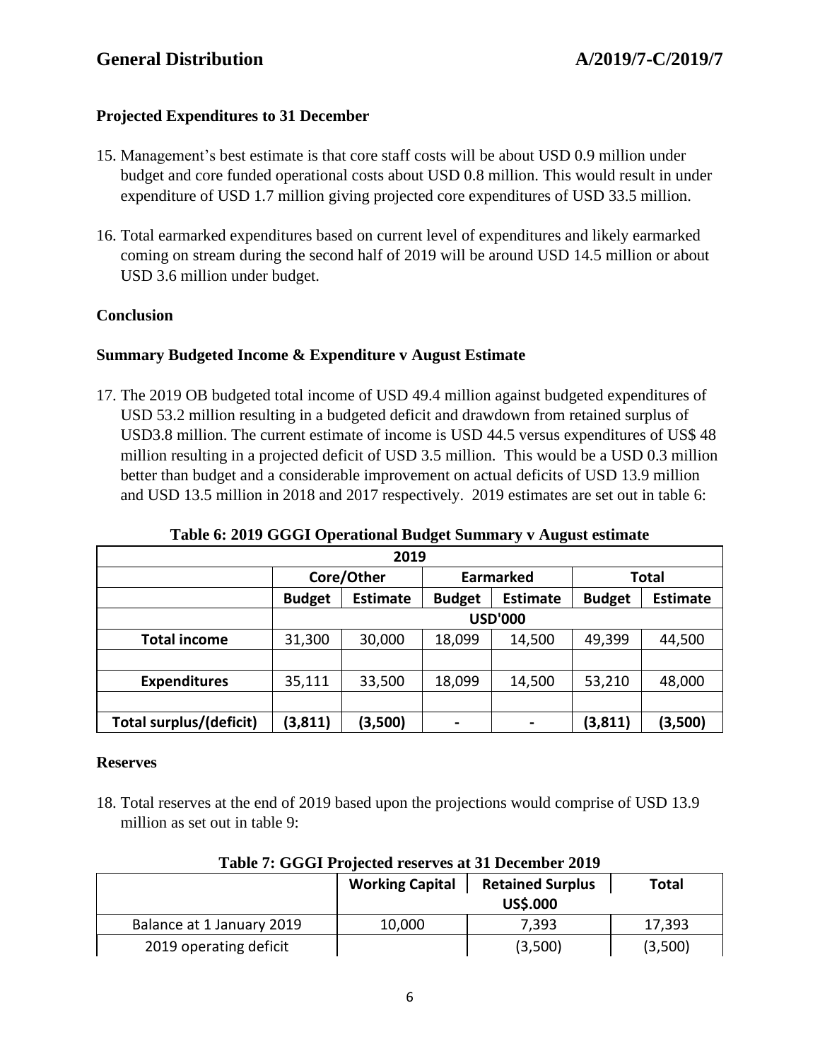### Projected Expenditures to 31 December

15. Management's best estimate is that core staff costs will be about USD 0.9 million under budget and core funded operational costs about USD 0.8 million. This would result in under expenditure of USD 1.7 million giving projected core expenditures of USD 33.5 million.

16. Total earmarked expenditures based on current level of expenditures and likely earmarked coming on stream during the second half of 2019 will be around USD 14.5 million or about USD 3.6 million under budget.

### Conclusion

### Summary Budgeted Income & Expenditure v August Estimate

17. The 2019 OB budgeted total income of USD 49.4 million against budgeted expenditures of USD 53.2 million resulting in a budgeted deficit and drawdown from retained surplus of USD3.8 million. The current estimate of income is USD 44.5 versus expenditures of US$ 48 million resulting in a projected deficit of USD 3.5 million. This would be a USD 0.3 million better than budget and a considerable improvement on actual deficits of USD 13.9 million and USD 13.5 million in 2018 and 2017 respectively. 2019 estimates are set out in table 6:

**Table 6: 2019 GGGI Operational Budget Summary v August estimate**

| 2019 | | | | | | |
|---|---|---|---|---|---|---|
| | Core/Other | | Earmarked | | Total | |
| | Budget | Estimate | Budget | Estimate | Budget | Estimate |
| | USD'000 | | | | | |
| **Total income** | 31,300 | 30,000 | 18,099 | 14,500 | 49,399 | 44,500 |
| | | | | | | |
| **Expenditures** | 35,111 | 33,500 | 18,099 | 14,500 | 53,210 | 48,000 |
| | | | | | | |
| **Total surplus/(deficit)** | **(3,811)** | **(3,500)** | **-** | **-** | **(3,811)** | **(3,500)** |

### Reserves

18. Total reserves at the end of 2019 based upon the projections would comprise of USD 13.9 million as set out in table 9:

**Table 7: GGGI Projected reserves at 31 December 2019**

| | Working Capital | Retained Surplus | Total |
|---|---|---|---|
| | US$.000 | | |
| Balance at 1 January 2019 | 10,000 | 7,393 | 17,393 |
| 2019 operating deficit | | (3,500) | (3,500) |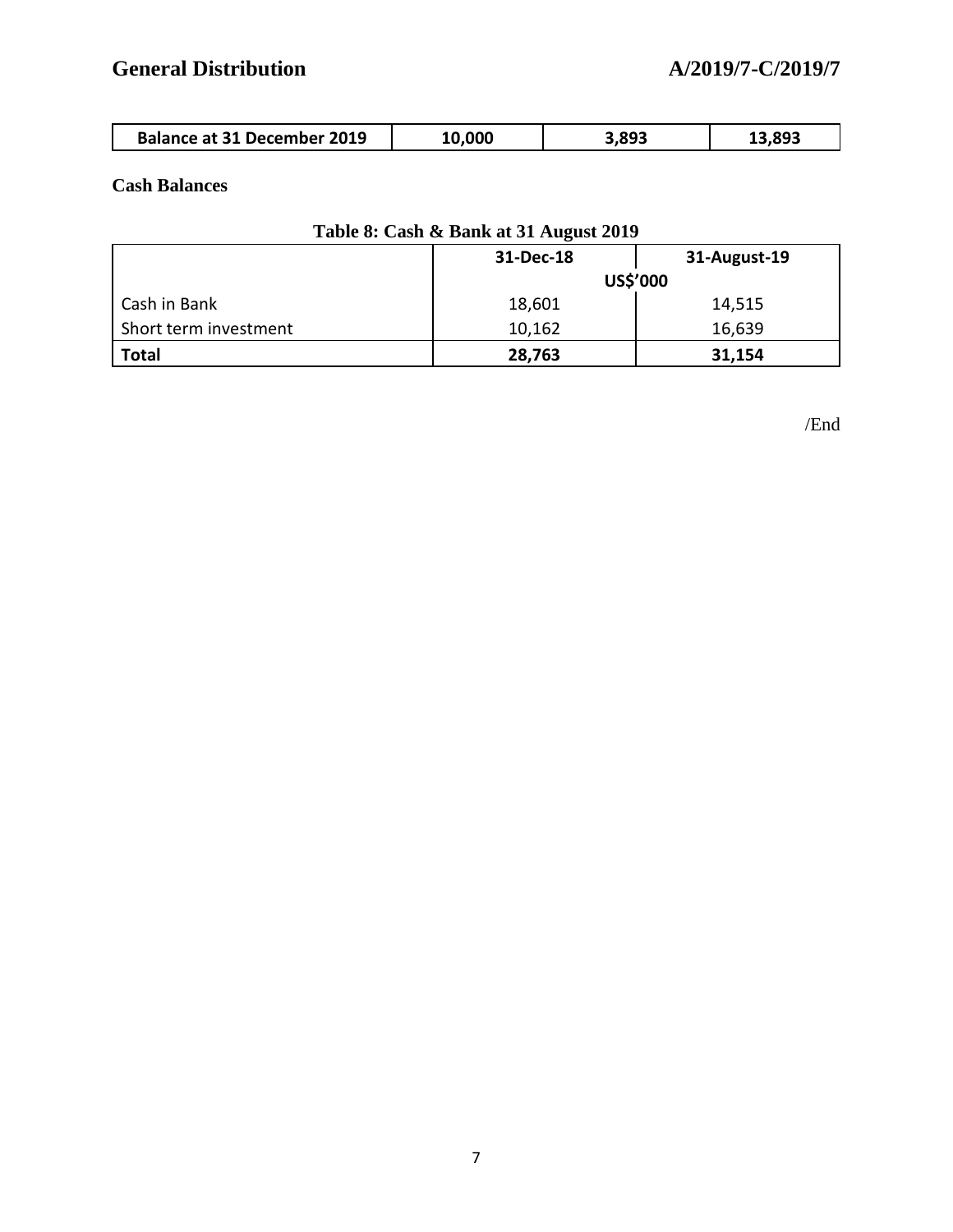| | | | |
|---|---|---|---|
| **Balance at 31 December 2019** | **10,000** | **3,893** | **13,893** |

**Cash Balances**

**Table 8: Cash & Bank at 31 August 2019**

| | 31-Dec-18 | 31-August-19 |
|---|---|---|
| | US$'000 | |
| Cash in Bank | 18,601 | 14,515 |
| Short term investment | 10,162 | 16,639 |
| **Total** | **28,763** | **31,154** |

/End